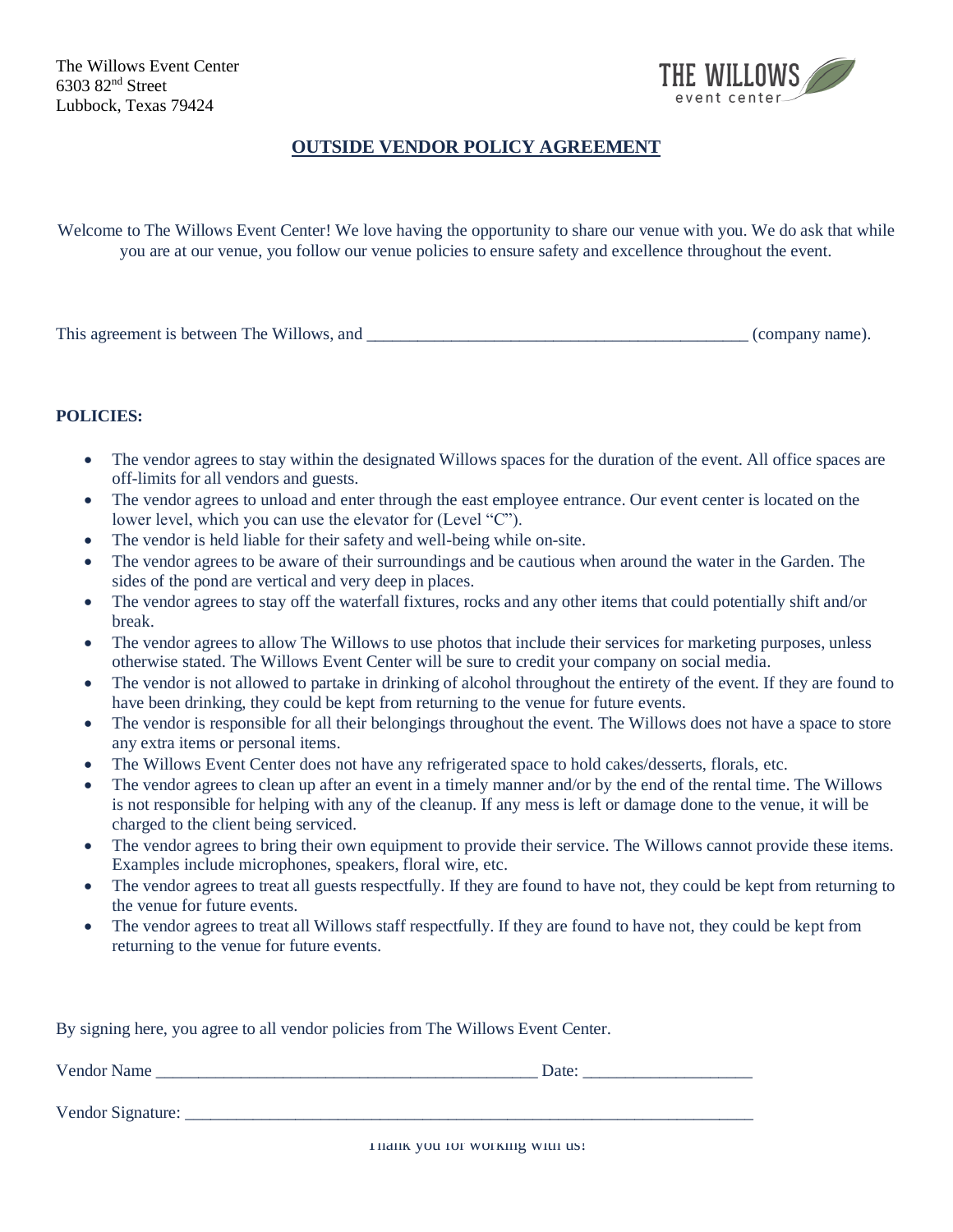The Willows Event Center
6303 82nd Street
Lubbock, Texas 79424

THE WILLOWS
event center

## OUTSIDE VENDOR POLICY AGREEMENT

Welcome to The Willows Event Center! We love having the opportunity to share our venue with you. We do ask that while you are at our venue, you follow our venue policies to ensure safety and excellence throughout the event.

This agreement is between The Willows, and _____________________________________________ (company name).

**POLICIES:**

- The vendor agrees to stay within the designated Willows spaces for the duration of the event. All office spaces are off-limits for all vendors and guests.
- The vendor agrees to unload and enter through the east employee entrance. Our event center is located on the lower level, which you can use the elevator for (Level "C").
- The vendor is held liable for their safety and well-being while on-site.
- The vendor agrees to be aware of their surroundings and be cautious when around the water in the Garden. The sides of the pond are vertical and very deep in places.
- The vendor agrees to stay off the waterfall fixtures, rocks and any other items that could potentially shift and/or break.
- The vendor agrees to allow The Willows to use photos that include their services for marketing purposes, unless otherwise stated. The Willows Event Center will be sure to credit your company on social media.
- The vendor is not allowed to partake in drinking of alcohol throughout the entirety of the event. If they are found to have been drinking, they could be kept from returning to the venue for future events.
- The vendor is responsible for all their belongings throughout the event. The Willows does not have a space to store any extra items or personal items.
- The Willows Event Center does not have any refrigerated space to hold cakes/desserts, florals, etc.
- The vendor agrees to clean up after an event in a timely manner and/or by the end of the rental time. The Willows is not responsible for helping with any of the cleanup. If any mess is left or damage done to the venue, it will be charged to the client being serviced.
- The vendor agrees to bring their own equipment to provide their service. The Willows cannot provide these items. Examples include microphones, speakers, floral wire, etc.
- The vendor agrees to treat all guests respectfully. If they are found to have not, they could be kept from returning to the venue for future events.
- The vendor agrees to treat all Willows staff respectfully. If they are found to have not, they could be kept from returning to the venue for future events.

By signing here, you agree to all vendor policies from The Willows Event Center.

Vendor Name _____________________________________________ Date: ___________________

Vendor Signature: ____________________________________________________________________

Thank you for working with us!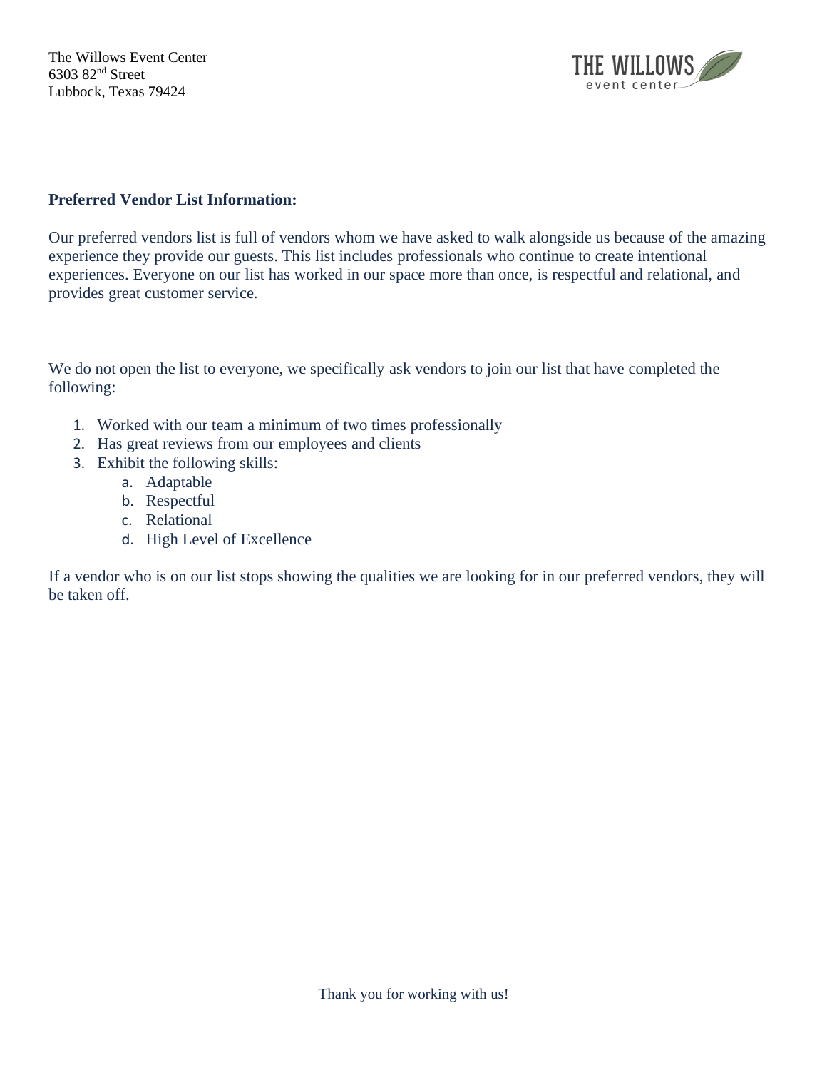The Willows Event Center
6303 82nd Street
Lubbock, Texas 79424

THE WILLOWS event center

**Preferred Vendor List Information:**

Our preferred vendors list is full of vendors whom we have asked to walk alongside us because of the amazing experience they provide our guests. This list includes professionals who continue to create intentional experiences. Everyone on our list has worked in our space more than once, is respectful and relational, and provides great customer service.

We do not open the list to everyone, we specifically ask vendors to join our list that have completed the following:

1. Worked with our team a minimum of two times professionally
2. Has great reviews from our employees and clients
3. Exhibit the following skills:
   a. Adaptable
   b. Respectful
   c. Relational
   d. High Level of Excellence

If a vendor who is on our list stops showing the qualities we are looking for in our preferred vendors, they will be taken off.

Thank you for working with us!